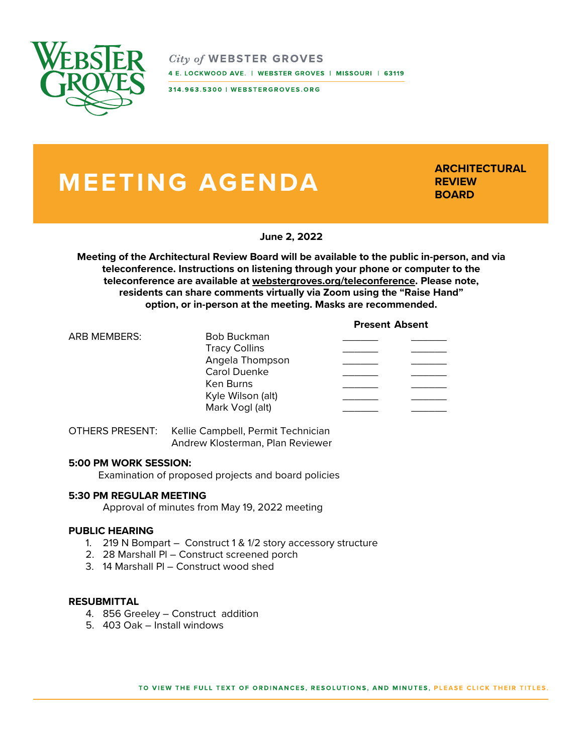City of WEBSTER GROVES
4 E. LOCKWOOD AVE. | WEBSTER GROVES | MISSOURI | 63119
314.963.5300 | WEBSTERGROVES.ORG

# MEETING AGENDA

**ARCHITECTURAL REVIEW BOARD**

**June 2, 2022**

**Meeting of the Architectural Review Board will be available to the public in-person, and via teleconference. Instructions on listening through your phone or computer to the teleconference are available at webstergroves.org/teleconference. Please note, residents can share comments virtually via Zoom using the "Raise Hand" option, or in-person at the meeting. Masks are recommended.**

| ARB MEMBERS: | | **Present** | **Absent** |
|---|---|---|---|
| | Bob Buckman | _______ | _______ |
| | Tracy Collins | _______ | _______ |
| | Angela Thompson | _______ | _______ |
| | Carol Duenke | _______ | _______ |
| | Ken Burns | _______ | _______ |
| | Kyle Wilson (alt) | _______ | _______ |
| | Mark Vogl (alt) | _______ | _______ |

OTHERS PRESENT: Kellie Campbell, Permit Technician
Andrew Klosterman, Plan Reviewer

**5:00 PM WORK SESSION:**
Examination of proposed projects and board policies

**5:30 PM REGULAR MEETING**
Approval of minutes from May 19, 2022 meeting

**PUBLIC HEARING**
1. 219 N Bompart – Construct 1 & 1/2 story accessory structure
2. 28 Marshall Pl – Construct screened porch
3. 14 Marshall Pl – Construct wood shed

**RESUBMITTAL**
4. 856 Greeley – Construct addition
5. 403 Oak – Install windows

TO VIEW THE FULL TEXT OF ORDINANCES, RESOLUTIONS, AND MINUTES, PLEASE CLICK THEIR TITLES.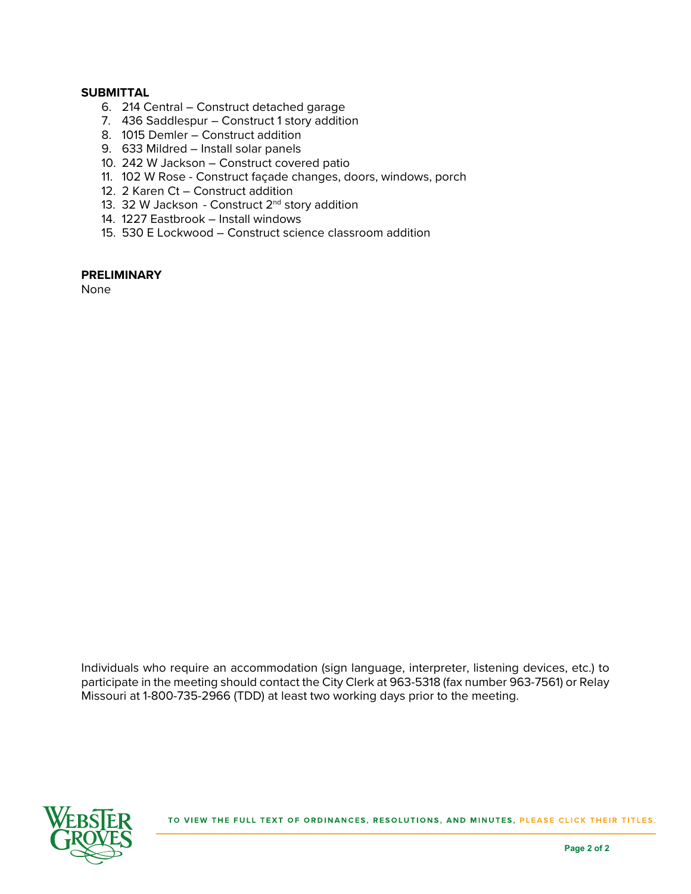**SUBMITTAL**

6. 214 Central – Construct detached garage
7. 436 Saddlespur – Construct 1 story addition
8. 1015 Demler – Construct addition
9. 633 Mildred – Install solar panels
10. 242 W Jackson – Construct covered patio
11. 102 W Rose - Construct façade changes, doors, windows, porch
12. 2 Karen Ct – Construct addition
13. 32 W Jackson - Construct 2nd story addition
14. 1227 Eastbrook – Install windows
15. 530 E Lockwood – Construct science classroom addition

**PRELIMINARY**

None

Individuals who require an accommodation (sign language, interpreter, listening devices, etc.) to participate in the meeting should contact the City Clerk at 963-5318 (fax number 963-7561) or Relay Missouri at 1-800-735-2966 (TDD) at least two working days prior to the meeting.

TO VIEW THE FULL TEXT OF ORDINANCES, RESOLUTIONS, AND MINUTES, PLEASE CLICK THEIR TITLES.